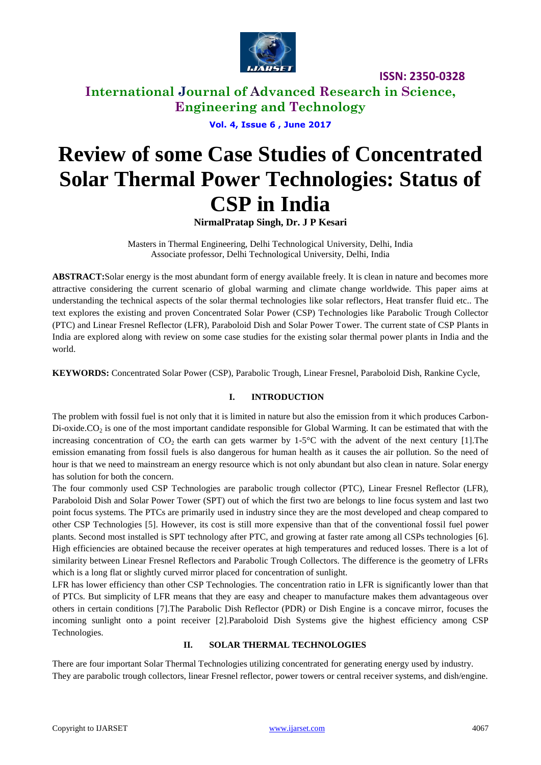# Review of some Case Studies of Concentrated Solar Thermal Power Technologies: Status of CSP in India

**NirmalPratap Singh, Dr. J P Kesari**

Masters in Thermal Engineering, Delhi Technological University, Delhi, India
Associate professor, Delhi Technological University, Delhi, India

**ABSTRACT:**Solar energy is the most abundant form of energy available freely. It is clean in nature and becomes more attractive considering the current scenario of global warming and climate change worldwide. This paper aims at understanding the technical aspects of the solar thermal technologies like solar reflectors, Heat transfer fluid etc.. The text explores the existing and proven Concentrated Solar Power (CSP) Technologies like Parabolic Trough Collector (PTC) and Linear Fresnel Reflector (LFR), Paraboloid Dish and Solar Power Tower. The current state of CSP Plants in India are explored along with review on some case studies for the existing solar thermal power plants in India and the world.

**KEYWORDS:** Concentrated Solar Power (CSP), Parabolic Trough, Linear Fresnel, Paraboloid Dish, Rankine Cycle,

## I. INTRODUCTION

The problem with fossil fuel is not only that it is limited in nature but also the emission from it which produces Carbon-Di-oxide.$CO_2$ is one of the most important candidate responsible for Global Warming. It can be estimated that with the increasing concentration of $CO_2$ the earth can gets warmer by 1-5°C with the advent of the next century [1].The emission emanating from fossil fuels is also dangerous for human health as it causes the air pollution. So the need of hour is that we need to mainstream an energy resource which is not only abundant but also clean in nature. Solar energy has solution for both the concern.

The four commonly used CSP Technologies are parabolic trough collector (PTC), Linear Fresnel Reflector (LFR), Paraboloid Dish and Solar Power Tower (SPT) out of which the first two are belongs to line focus system and last two point focus systems. The PTCs are primarily used in industry since they are the most developed and cheap compared to other CSP Technologies [5]. However, its cost is still more expensive than that of the conventional fossil fuel power plants. Second most installed is SPT technology after PTC, and growing at faster rate among all CSPs technologies [6]. High efficiencies are obtained because the receiver operates at high temperatures and reduced losses. There is a lot of similarity between Linear Fresnel Reflectors and Parabolic Trough Collectors. The difference is the geometry of LFRs which is a long flat or slightly curved mirror placed for concentration of sunlight.

LFR has lower efficiency than other CSP Technologies. The concentration ratio in LFR is significantly lower than that of PTCs. But simplicity of LFR means that they are easy and cheaper to manufacture makes them advantageous over others in certain conditions [7].The Parabolic Dish Reflector (PDR) or Dish Engine is a concave mirror, focuses the incoming sunlight onto a point receiver [2].Paraboloid Dish Systems give the highest efficiency among CSP Technologies.

## II. SOLAR THERMAL TECHNOLOGIES

There are four important Solar Thermal Technologies utilizing concentrated for generating energy used by industry. They are parabolic trough collectors, linear Fresnel reflector, power towers or central receiver systems, and dish/engine.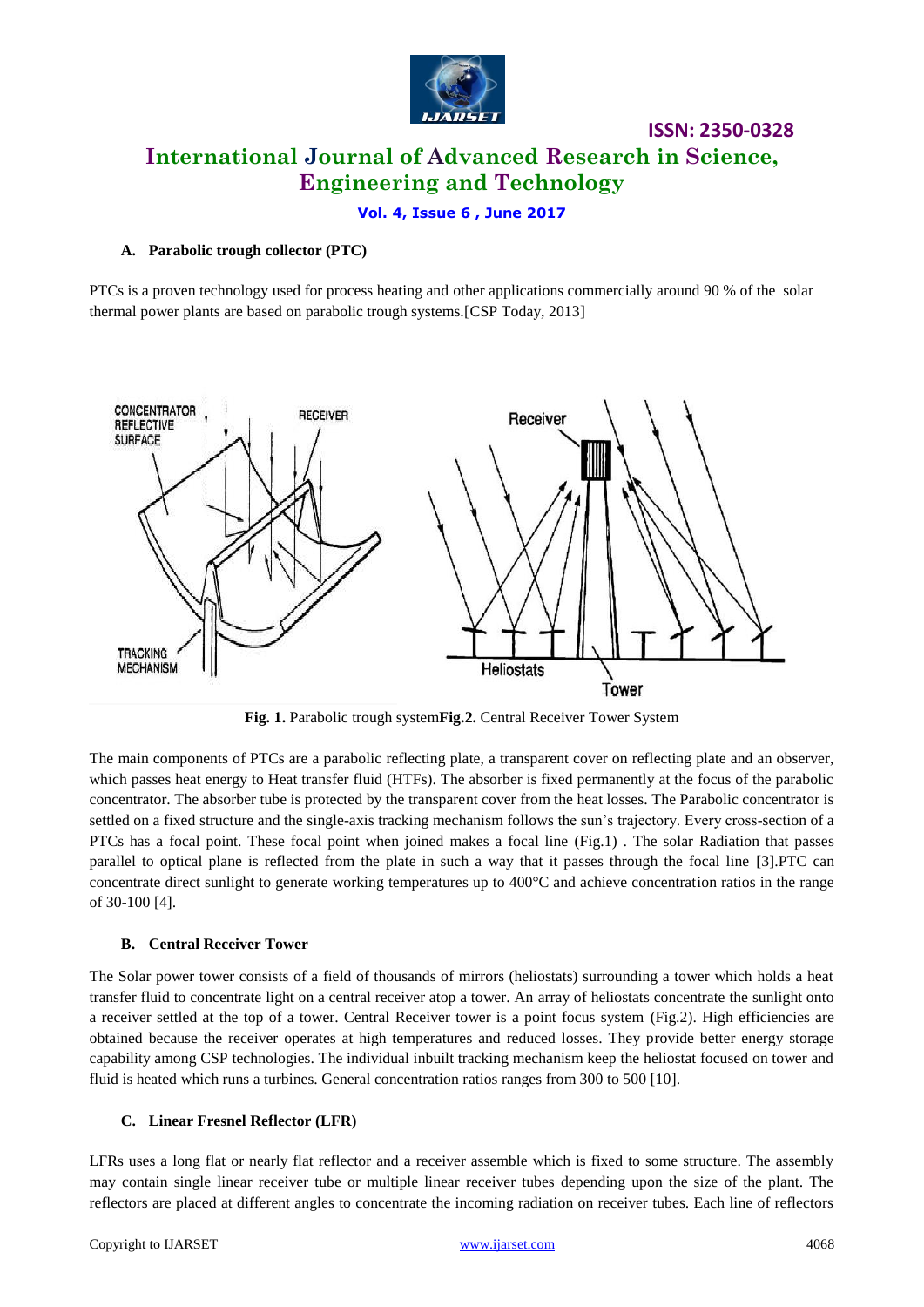### A. Parabolic trough collector (PTC)

PTCs is a proven technology used for process heating and other applications commercially around 90 % of the solar thermal power plants are based on parabolic trough systems.[CSP Today, 2013]

**Fig. 1.** Parabolic trough system**Fig.2.** Central Receiver Tower System

The main components of PTCs are a parabolic reflecting plate, a transparent cover on reflecting plate and an observer, which passes heat energy to Heat transfer fluid (HTFs). The absorber is fixed permanently at the focus of the parabolic concentrator. The absorber tube is protected by the transparent cover from the heat losses. The Parabolic concentrator is settled on a fixed structure and the single-axis tracking mechanism follows the sun's trajectory. Every cross-section of a PTCs has a focal point. These focal point when joined makes a focal line (Fig.1) . The solar Radiation that passes parallel to optical plane is reflected from the plate in such a way that it passes through the focal line [3].PTC can concentrate direct sunlight to generate working temperatures up to 400°C and achieve concentration ratios in the range of 30-100 [4].

### B. Central Receiver Tower

The Solar power tower consists of a field of thousands of mirrors (heliostats) surrounding a tower which holds a heat transfer fluid to concentrate light on a central receiver atop a tower. An array of heliostats concentrate the sunlight onto a receiver settled at the top of a tower. Central Receiver tower is a point focus system (Fig.2). High efficiencies are obtained because the receiver operates at high temperatures and reduced losses. They provide better energy storage capability among CSP technologies. The individual inbuilt tracking mechanism keep the heliostat focused on tower and fluid is heated which runs a turbines. General concentration ratios ranges from 300 to 500 [10].

### C. Linear Fresnel Reflector (LFR)

LFRs uses a long flat or nearly flat reflector and a receiver assemble which is fixed to some structure. The assembly may contain single linear receiver tube or multiple linear receiver tubes depending upon the size of the plant. The reflectors are placed at different angles to concentrate the incoming radiation on receiver tubes. Each line of reflectors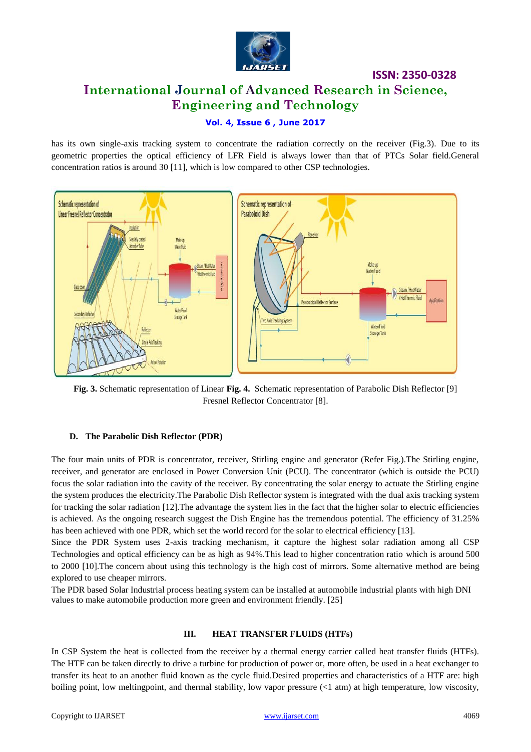has its own single-axis tracking system to concentrate the radiation correctly on the receiver (Fig.3). Due to its geometric properties the optical efficiency of LFR Field is always lower than that of PTCs Solar field.General concentration ratios is around 30 [11], which is low compared to other CSP technologies.

**Fig. 3.** Schematic representation of Linear Fresnel Reflector Concentrator [8]. **Fig. 4.** Schematic representation of Parabolic Dish Reflector [9]

#### D. The Parabolic Dish Reflector (PDR)

The four main units of PDR is concentrator, receiver, Stirling engine and generator (Refer Fig.).The Stirling engine, receiver, and generator are enclosed in Power Conversion Unit (PCU). The concentrator (which is outside the PCU) focus the solar radiation into the cavity of the receiver. By concentrating the solar energy to actuate the Stirling engine the system produces the electricity.The Parabolic Dish Reflector system is integrated with the dual axis tracking system for tracking the solar radiation [12].The advantage the system lies in the fact that the higher solar to electric efficiencies is achieved. As the ongoing research suggest the Dish Engine has the tremendous potential. The efficiency of 31.25% has been achieved with one PDR, which set the world record for the solar to electrical efficiency [13].

Since the PDR System uses 2-axis tracking mechanism, it capture the highest solar radiation among all CSP Technologies and optical efficiency can be as high as 94%.This lead to higher concentration ratio which is around 500 to 2000 [10].The concern about using this technology is the high cost of mirrors. Some alternative method are being explored to use cheaper mirrors.

The PDR based Solar Industrial process heating system can be installed at automobile industrial plants with high DNI values to make automobile production more green and environment friendly. [25]

## III. HEAT TRANSFER FLUIDS (HTFs)

In CSP System the heat is collected from the receiver by a thermal energy carrier called heat transfer fluids (HTFs). The HTF can be taken directly to drive a turbine for production of power or, more often, be used in a heat exchanger to transfer its heat to an another fluid known as the cycle fluid.Desired properties and characteristics of a HTF are: high boiling point, low meltingpoint, and thermal stability, low vapor pressure (<1 atm) at high temperature, low viscosity,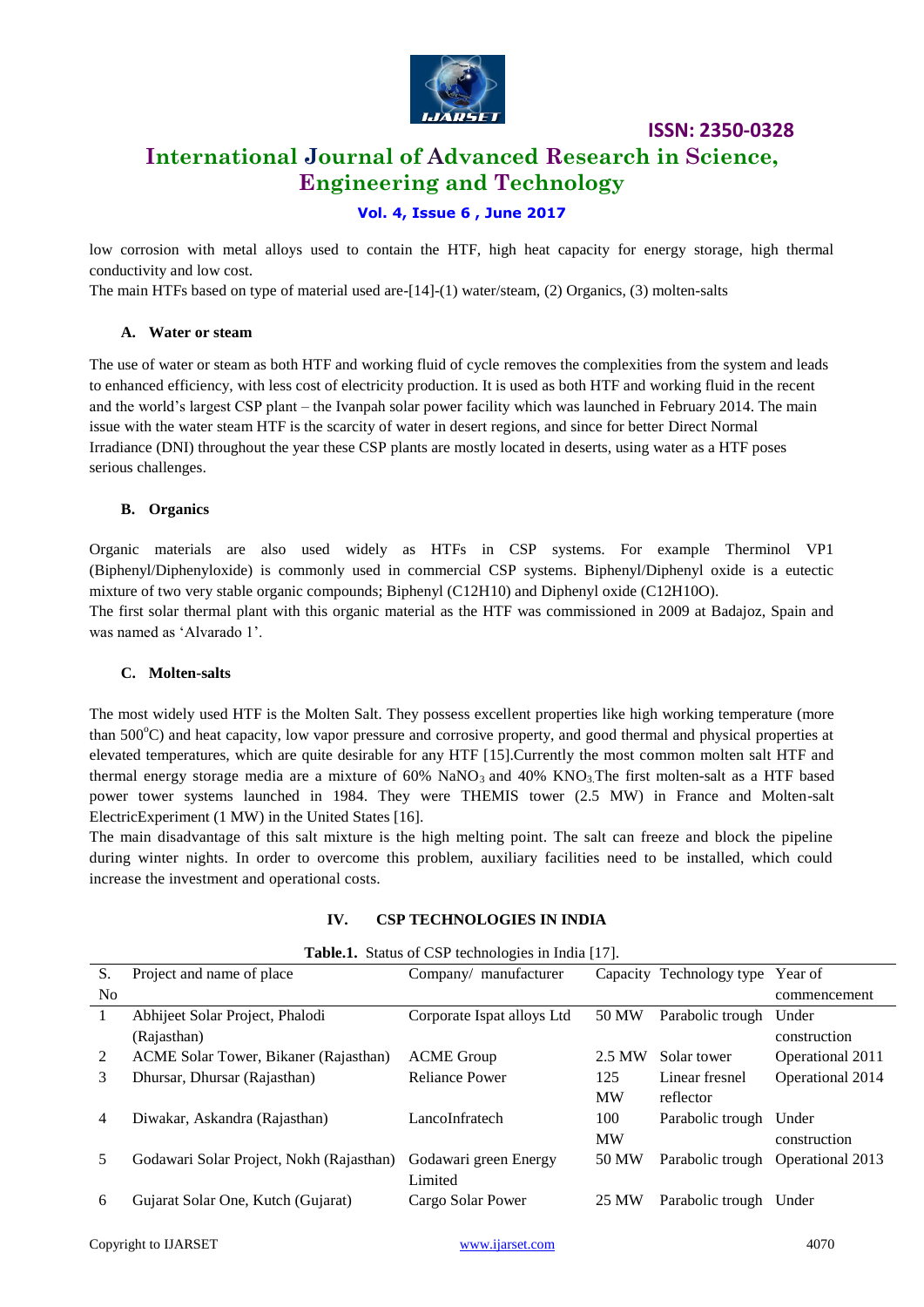low corrosion with metal alloys used to contain the HTF, high heat capacity for energy storage, high thermal conductivity and low cost.

The main HTFs based on type of material used are-[14]-(1) water/steam, (2) Organics, (3) molten-salts

### A. Water or steam

The use of water or steam as both HTF and working fluid of cycle removes the complexities from the system and leads to enhanced efficiency, with less cost of electricity production. It is used as both HTF and working fluid in the recent and the world's largest CSP plant – the Ivanpah solar power facility which was launched in February 2014. The main issue with the water steam HTF is the scarcity of water in desert regions, and since for better Direct Normal Irradiance (DNI) throughout the year these CSP plants are mostly located in deserts, using water as a HTF poses serious challenges.

### B. Organics

Organic materials are also used widely as HTFs in CSP systems. For example Therminol VP1 (Biphenyl/Diphenyloxide) is commonly used in commercial CSP systems. Biphenyl/Diphenyl oxide is a eutectic mixture of two very stable organic compounds; Biphenyl ($C_{12}H_{10}$) and Diphenyl oxide ($C_{12}H_{10}O$).

The first solar thermal plant with this organic material as the HTF was commissioned in 2009 at Badajoz, Spain and was named as 'Alvarado 1'.

### C. Molten-salts

The most widely used HTF is the Molten Salt. They possess excellent properties like high working temperature (more than 500$^{o}$C) and heat capacity, low vapor pressure and corrosive property, and good thermal and physical properties at elevated temperatures, which are quite desirable for any HTF [15].Currently the most common molten salt HTF and thermal energy storage media are a mixture of 60% $NaNO_3$ and 40% $KNO_3$.The first molten-salt as a HTF based power tower systems launched in 1984. They were THEMIS tower (2.5 MW) in France and Molten-salt ElectricExperiment (1 MW) in the United States [16].

The main disadvantage of this salt mixture is the high melting point. The salt can freeze and block the pipeline during winter nights. In order to overcome this problem, auxiliary facilities need to be installed, which could increase the investment and operational costs.

## IV. CSP TECHNOLOGIES IN INDIA

**Table.1.** Status of CSP technologies in India [17].

| S. No | Project and name of place | Company/ manufacturer | Capacity | Technology type | Year of commencement |
|---|---|---|---|---|---|
| 1 | Abhijeet Solar Project, Phalodi (Rajasthan) | Corporate Ispat alloys Ltd | 50 MW | Parabolic trough | Under construction |
| 2 | ACME Solar Tower, Bikaner (Rajasthan) | ACME Group | 2.5 MW | Solar tower | Operational 2011 |
| 3 | Dhursar, Dhursar (Rajasthan) | Reliance Power | 125 MW | Linear fresnel reflector | Operational 2014 |
| 4 | Diwakar, Askandra (Rajasthan) | LancoInfratech | 100 MW | Parabolic trough | Under construction |
| 5 | Godawari Solar Project, Nokh (Rajasthan) | Godawari green Energy Limited | 50 MW | Parabolic trough | Operational 2013 |
| 6 | Gujarat Solar One, Kutch (Gujarat) | Cargo Solar Power | 25 MW | Parabolic trough | Under |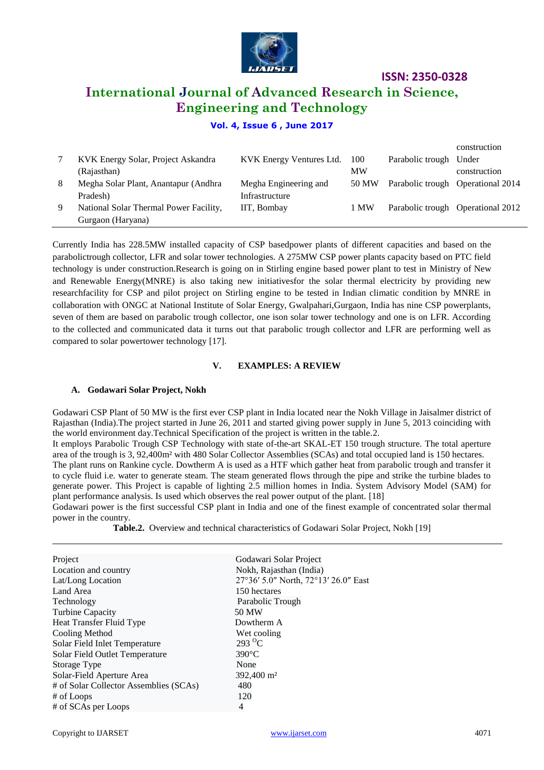| | | | | | construction |
|---|---|---|---|---|---|
| 7 | KVK Energy Solar, Project Askandra (Rajasthan) | KVK Energy Ventures Ltd. | 100 MW | Parabolic trough | Under construction |
| 8 | Megha Solar Plant, Anantapur (Andhra Pradesh) | Megha Engineering and Infrastructure | 50 MW | Parabolic trough | Operational 2014 |
| 9 | National Solar Thermal Power Facility, Gurgaon (Haryana) | IIT, Bombay | 1 MW | Parabolic trough | Operational 2012 |

Currently India has 228.5MW installed capacity of CSP basedpower plants of different capacities and based on the parabolictrough collector, LFR and solar tower technologies. A 275MW CSP power plants capacity based on PTC field technology is under construction.Research is going on in Stirling engine based power plant to test in Ministry of New and Renewable Energy(MNRE) is also taking new initiativesfor the solar thermal electricity by providing new researchfacility for CSP and pilot project on Stirling engine to be tested in Indian climatic condition by MNRE in collaboration with ONGC at National Institute of Solar Energy, Gwalpahari,Gurgaon, India has nine CSP powerplants, seven of them are based on parabolic trough collector, one ison solar tower technology and one is on LFR. According to the collected and communicated data it turns out that parabolic trough collector and LFR are performing well as compared to solar powertower technology [17].

## V. EXAMPLES: A REVIEW

### A. Godawari Solar Project, Nokh

Godawari CSP Plant of 50 MW is the first ever CSP plant in India located near the Nokh Village in Jaisalmer district of Rajasthan (India).The project started in June 26, 2011 and started giving power supply in June 5, 2013 coinciding with the world environment day.Technical Specification of the project is written in the table.2.

It employs Parabolic Trough CSP Technology with state of-the-art SKAL-ET 150 trough structure. The total aperture area of the trough is 3, 92,400m² with 480 Solar Collector Assemblies (SCAs) and total occupied land is 150 hectares.

The plant runs on Rankine cycle. Dowtherm A is used as a HTF which gather heat from parabolic trough and transfer it to cycle fluid i.e. water to generate steam. The steam generated flows through the pipe and strike the turbine blades to generate power. This Project is capable of lighting 2.5 million homes in India. System Advisory Model (SAM) for plant performance analysis. Is used which observes the real power output of the plant. [18]

Godawari power is the first successful CSP plant in India and one of the finest example of concentrated solar thermal power in the country.

**Table.2.** Overview and technical characteristics of Godawari Solar Project, Nokh [19]

| | |
|---|---|
| Project | Godawari Solar Project |
| Location and country | Nokh, Rajasthan (India) |
| Lat/Long Location | 27°36′ 5.0″ North, 72°13′ 26.0″ East |
| Land Area | 150 hectares |
| Technology | Parabolic Trough |
| Turbine Capacity | 50 MW |
| Heat Transfer Fluid Type | Dowtherm A |
| Cooling Method | Wet cooling |
| Solar Field Inlet Temperature | 293 °C |
| Solar Field Outlet Temperature | 390°C |
| Storage Type | None |
| Solar-Field Aperture Area | 392,400 m² |
| # of Solar Collector Assemblies (SCAs) | 480 |
| # of Loops | 120 |
| # of SCAs per Loops | 4 |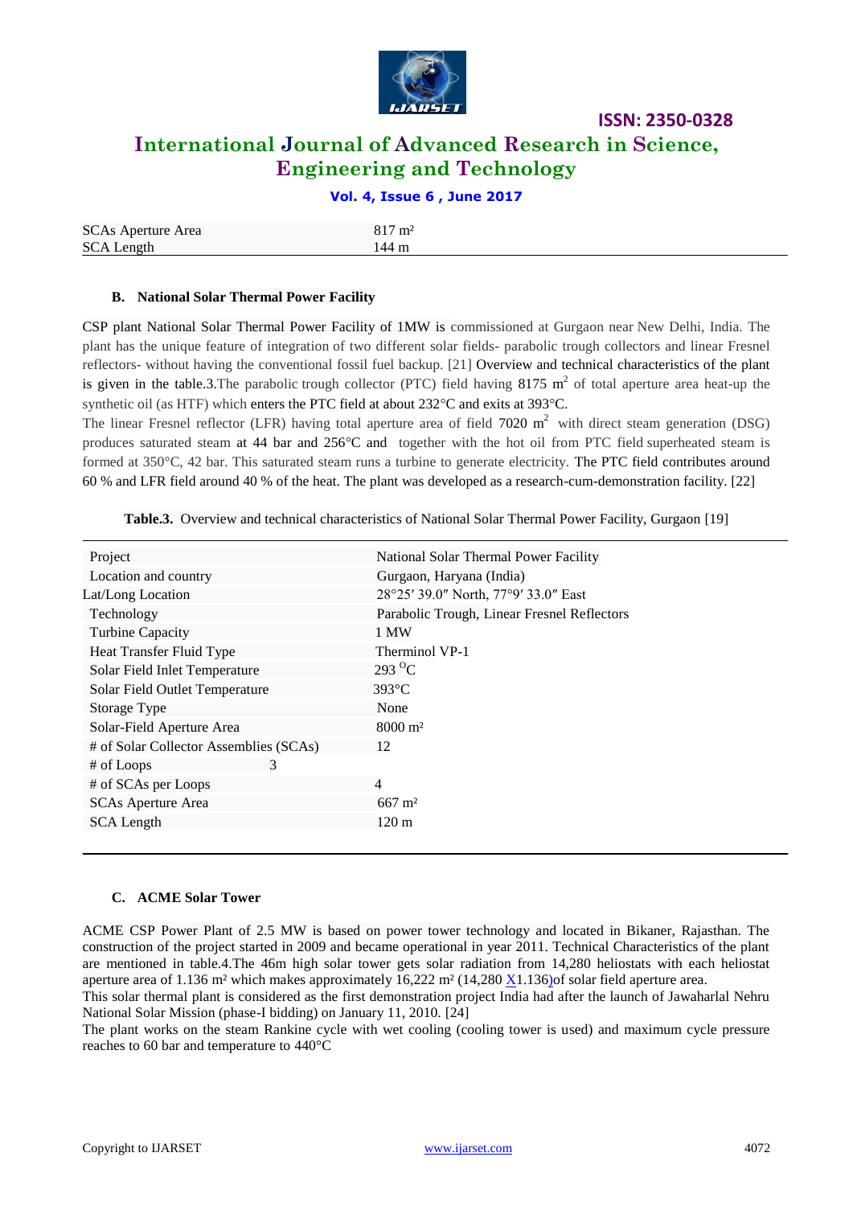| | |
|---|---|
| SCAs Aperture Area | 817 m² |
| SCA Length | 144 m |

### B. National Solar Thermal Power Facility

CSP plant National Solar Thermal Power Facility of 1MW is commissioned at Gurgaon near New Delhi, India. The plant has the unique feature of integration of two different solar fields- parabolic trough collectors and linear Fresnel reflectors- without having the conventional fossil fuel backup. [21] Overview and technical characteristics of the plant is given in the table.3.The parabolic trough collector (PTC) field having 8175 $m^2$ of total aperture area heat-up the synthetic oil (as HTF) which enters the PTC field at about 232°C and exits at 393°C.

The linear Fresnel reflector (LFR) having total aperture area of field 7020 $m^2$ with direct steam generation (DSG) produces saturated steam at 44 bar and 256°C and together with the hot oil from PTC field superheated steam is formed at 350°C, 42 bar. This saturated steam runs a turbine to generate electricity. The PTC field contributes around 60 % and LFR field around 40 % of the heat. The plant was developed as a research-cum-demonstration facility. [22]

**Table.3.** Overview and technical characteristics of National Solar Thermal Power Facility, Gurgaon [19]

| | |
|---|---|
| Project | National Solar Thermal Power Facility |
| Location and country | Gurgaon, Haryana (India) |
| Lat/Long Location | 28°25′ 39.0″ North, 77°9′ 33.0″ East |
| Technology | Parabolic Trough, Linear Fresnel Reflectors |
| Turbine Capacity | 1 MW |
| Heat Transfer Fluid Type | Therminol VP-1 |
| Solar Field Inlet Temperature | 293 °C |
| Solar Field Outlet Temperature | 393°C |
| Storage Type | None |
| Solar-Field Aperture Area | 8000 m² |
| # of Solar Collector Assemblies (SCAs) | 12 |
| # of Loops | 3 |
| # of SCAs per Loops | 4 |
| SCAs Aperture Area | 667 m² |
| SCA Length | 120 m |

### C. ACME Solar Tower

ACME CSP Power Plant of 2.5 MW is based on power tower technology and located in Bikaner, Rajasthan. The construction of the project started in 2009 and became operational in year 2011. Technical Characteristics of the plant are mentioned in table.4.The 46m high solar tower gets solar radiation from 14,280 heliostats with each heliostat aperture area of 1.136 m² which makes approximately 16,222 m² (14,280 X1.136)of solar field aperture area.

This solar thermal plant is considered as the first demonstration project India had after the launch of Jawaharlal Nehru National Solar Mission (phase-I bidding) on January 11, 2010. [24]

The plant works on the steam Rankine cycle with wet cooling (cooling tower is used) and maximum cycle pressure reaches to 60 bar and temperature to 440°C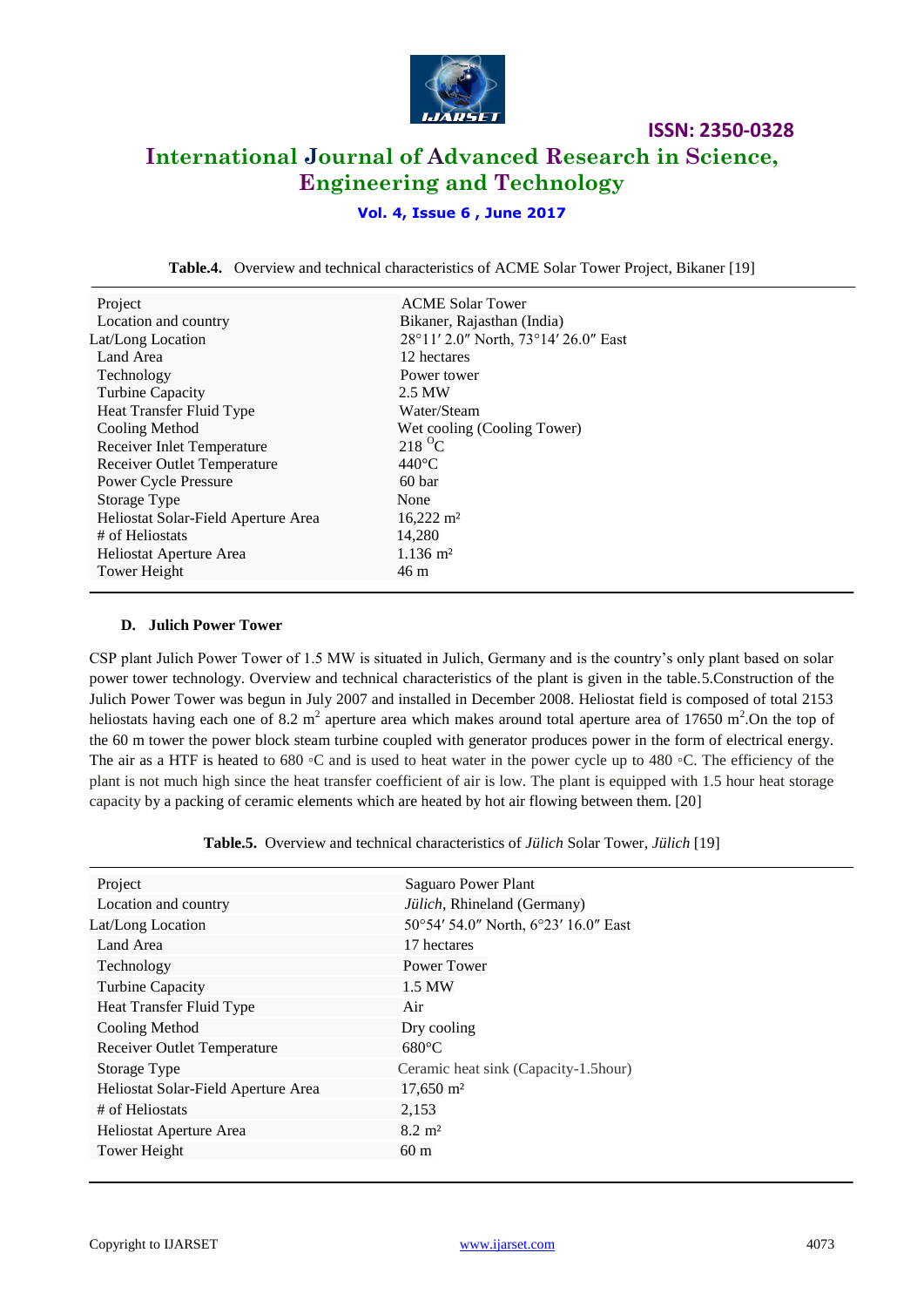**Table.4.** Overview and technical characteristics of ACME Solar Tower Project, Bikaner [19]

| | |
|---|---|
| Project | ACME Solar Tower |
| Location and country | Bikaner, Rajasthan (India) |
| Lat/Long Location | 28°11′ 2.0″ North, 73°14′ 26.0″ East |
| Land Area | 12 hectares |
| Technology | Power tower |
| Turbine Capacity | 2.5 MW |
| Heat Transfer Fluid Type | Water/Steam |
| Cooling Method | Wet cooling (Cooling Tower) |
| Receiver Inlet Temperature | 218 $^{O}$C |
| Receiver Outlet Temperature | 440°C |
| Power Cycle Pressure | 60 bar |
| Storage Type | None |
| Heliostat Solar-Field Aperture Area | 16,222 $m^2$ |
| # of Heliostats | 14,280 |
| Heliostat Aperture Area | 1.136 $m^2$ |
| Tower Height | 46 m |

### D. Julich Power Tower

CSP plant Julich Power Tower of 1.5 MW is situated in Julich, Germany and is the country's only plant based on solar power tower technology. Overview and technical characteristics of the plant is given in the table.5.Construction of the Julich Power Tower was begun in July 2007 and installed in December 2008. Heliostat field is composed of total 2153 heliostats having each one of 8.2 $m^2$ aperture area which makes around total aperture area of 17650 $m^2$.On the top of the 60 m tower the power block steam turbine coupled with generator produces power in the form of electrical energy. The air as a HTF is heated to 680 ◦C and is used to heat water in the power cycle up to 480 ◦C. The efficiency of the plant is not much high since the heat transfer coefficient of air is low. The plant is equipped with 1.5 hour heat storage capacity by a packing of ceramic elements which are heated by hot air flowing between them. [20]

**Table.5.** Overview and technical characteristics of *Jülich* Solar Tower, *Jülich* [19]

| | |
|---|---|
| Project | Saguaro Power Plant |
| Location and country | *Jülich*, Rhineland (Germany) |
| Lat/Long Location | 50°54′ 54.0″ North, 6°23′ 16.0″ East |
| Land Area | 17 hectares |
| Technology | Power Tower |
| Turbine Capacity | 1.5 MW |
| Heat Transfer Fluid Type | Air |
| Cooling Method | Dry cooling |
| Receiver Outlet Temperature | 680°C |
| Storage Type | Ceramic heat sink (Capacity-1.5hour) |
| Heliostat Solar-Field Aperture Area | 17,650 $m^2$ |
| # of Heliostats | 2,153 |
| Heliostat Aperture Area | 8.2 $m^2$ |
| Tower Height | 60 m |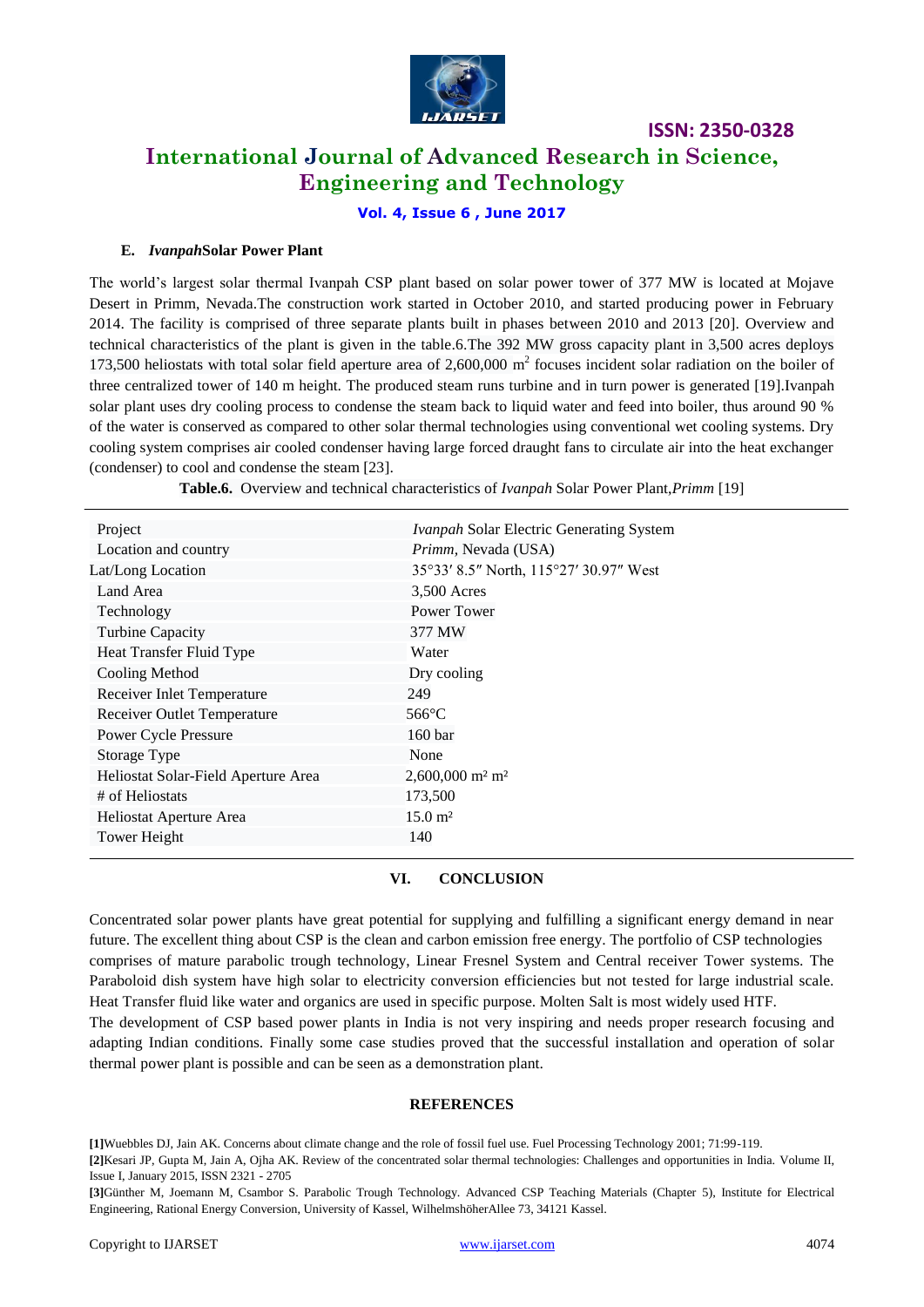#### E. *Ivanpah* Solar Power Plant

The world's largest solar thermal Ivanpah CSP plant based on solar power tower of 377 MW is located at Mojave Desert in Primm, Nevada.The construction work started in October 2010, and started producing power in February 2014. The facility is comprised of three separate plants built in phases between 2010 and 2013 [20]. Overview and technical characteristics of the plant is given in the table.6.The 392 MW gross capacity plant in 3,500 acres deploys 173,500 heliostats with total solar field aperture area of 2,600,000 $m^2$ focuses incident solar radiation on the boiler of three centralized tower of 140 m height. The produced steam runs turbine and in turn power is generated [19].Ivanpah solar plant uses dry cooling process to condense the steam back to liquid water and feed into boiler, thus around 90 % of the water is conserved as compared to other solar thermal technologies using conventional wet cooling systems. Dry cooling system comprises air cooled condenser having large forced draught fans to circulate air into the heat exchanger (condenser) to cool and condense the steam [23].

**Table.6.** Overview and technical characteristics of *Ivanpah* Solar Power Plant,*Primm* [19]

| | |
|---|---|
| Project | *Ivanpah* Solar Electric Generating System |
| Location and country | *Primm*, Nevada (USA) |
| Lat/Long Location | 35°33′ 8.5″ North, 115°27′ 30.97″ West |
| Land Area | 3,500 Acres |
| Technology | Power Tower |
| Turbine Capacity | 377 MW |
| Heat Transfer Fluid Type | Water |
| Cooling Method | Dry cooling |
| Receiver Inlet Temperature | 249 |
| Receiver Outlet Temperature | 566°C |
| Power Cycle Pressure | 160 bar |
| Storage Type | None |
| Heliostat Solar-Field Aperture Area | 2,600,000 $m^2$ $m^2$ |
| # of Heliostats | 173,500 |
| Heliostat Aperture Area | 15.0 $m^2$ |
| Tower Height | 140 |

## VI. CONCLUSION

Concentrated solar power plants have great potential for supplying and fulfilling a significant energy demand in near future. The excellent thing about CSP is the clean and carbon emission free energy. The portfolio of CSP technologies comprises of mature parabolic trough technology, Linear Fresnel System and Central receiver Tower systems. The Paraboloid dish system have high solar to electricity conversion efficiencies but not tested for large industrial scale. Heat Transfer fluid like water and organics are used in specific purpose. Molten Salt is most widely used HTF.

The development of CSP based power plants in India is not very inspiring and needs proper research focusing and adapting Indian conditions. Finally some case studies proved that the successful installation and operation of solar thermal power plant is possible and can be seen as a demonstration plant.

## REFERENCES

**[1]**Wuebbles DJ, Jain AK. Concerns about climate change and the role of fossil fuel use. Fuel Processing Technology 2001; 71:99-119.

**[2]**Kesari JP, Gupta M, Jain A, Ojha AK. Review of the concentrated solar thermal technologies: Challenges and opportunities in India. Volume II, Issue I, January 2015, ISSN 2321 - 2705

**[3]**Günther M, Joemann M, Csambor S. Parabolic Trough Technology. Advanced CSP Teaching Materials (Chapter 5), Institute for Electrical Engineering, Rational Energy Conversion, University of Kassel, WilhelmshöherAllee 73, 34121 Kassel.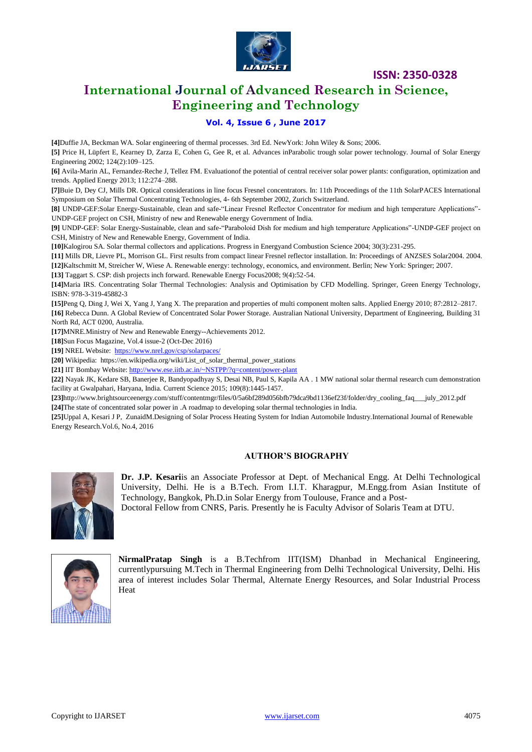**[4]**Duffie JA, Beckman WA. Solar engineering of thermal processes. 3rd Ed. NewYork: John Wiley & Sons; 2006.

**[5]** Price H, Lüpfert E, Kearney D, Zarza E, Cohen G, Gee R, et al. Advances inParabolic trough solar power technology. Journal of Solar Energy Engineering 2002; 124(2):109–125.

**[6]** Avila-Marin AL, Fernandez-Reche J, Tellez FM. Evaluationof the potential of central receiver solar power plants: configuration, optimization and trends. Applied Energy 2013; 112:274–288.

**[7]**Buie D, Dey CJ, Mills DR. Optical considerations in line focus Fresnel concentrators. In: 11th Proceedings of the 11th SolarPACES International Symposium on Solar Thermal Concentrating Technologies, 4- 6th September 2002, Zurich Switzerland.

**[8]** UNDP-GEF:Solar Energy-Sustainable, clean and safe-"Linear Fresnel Reflector Concentrator for medium and high temperature Applications"-UNDP-GEF project on CSH, Ministry of new and Renewable energy Government of India.

**[9]** UNDP-GEF: Solar Energy-Sustainable, clean and safe-"Paraboloid Dish for medium and high temperature Applications"-UNDP-GEF project on CSH, Ministry of New and Renewable Energy, Government of India.

**[10]**Kalogirou SA. Solar thermal collectors and applications. Progress in Energyand Combustion Science 2004; 30(3):231-295.

**[11]** Mills DR, Lievre PL, Morrison GL. First results from compact linear Fresnel reflector installation. In: Proceedings of ANZSES Solar2004. 2004.

**[12]**Kaltschmitt M, Streicher W, Wiese A. Renewable energy: technology, economics, and environment. Berlin; New York: Springer; 2007.

**[13]** Taggart S. CSP: dish projects inch forward. Renewable Energy Focus2008; 9(4):52-54.

**[14]**Maria IRS. Concentrating Solar Thermal Technologies: Analysis and Optimisation by CFD Modelling. Springer, Green Energy Technology, ISBN: 978-3-319-45882-3

**[15]**Peng Q, Ding J, Wei X, Yang J, Yang X. The preparation and properties of multi component molten salts. Applied Energy 2010; 87:2812–2817.

**[16]** Rebecca Dunn. A Global Review of Concentrated Solar Power Storage. Australian National University, Department of Engineering, Building 31 North Rd, ACT 0200, Australia.

**[17]**MNRE.Ministry of New and Renewable Energy--Achievements 2012.

**[18]**Sun Focus Magazine, Vol.4 issue-2 (Oct-Dec 2016)

**[19]** NREL Website: https://www.nrel.gov/csp/solarpaces/

**[20]** Wikipedia: https://en.wikipedia.org/wiki/List_of_solar_thermal_power_stations

**[21]** IIT Bombay Website: http://www.ese.iitb.ac.in/~NSTPP/?q=content/power-plant

**[22]** Nayak JK, Kedare SB, Banerjee R, Bandyopadhyay S, Desai NB, Paul S, Kapila AA . 1 MW national solar thermal research cum demonstration facility at Gwalpahari, Haryana, India. Current Science 2015; 109(8):1445-1457.

**[23]**http://www.brightsourceenergy.com/stuff/contentmgr/files/0/5a6bf289d056bfb79dca9bd1136ef23f/folder/dry_cooling_faq___july_2012.pdf

**[24]**The state of concentrated solar power in .A roadmap to developing solar thermal technologies in India.

**[25]**Uppal A, Kesari J P, ZunaidM.Designing of Solar Process Heating System for Indian Automobile Industry.International Journal of Renewable Energy Research.Vol.6, No.4, 2016

## AUTHOR'S BIOGRAPHY

**Dr. J.P. Kesari**is an Associate Professor at Dept. of Mechanical Engg. At Delhi Technological University, Delhi. He is a B.Tech. From I.I.T. Kharagpur, M.Engg.from Asian Institute of Technology, Bangkok, Ph.D.in Solar Energy from Toulouse, France and a Post-Doctoral Fellow from CNRS, Paris. Presently he is Faculty Advisor of Solaris Team at DTU.

**NirmalPratap Singh** is a B.Techfrom IIT(ISM) Dhanbad in Mechanical Engineering, currentlypursuing M.Tech in Thermal Engineering from Delhi Technological University, Delhi. His area of interest includes Solar Thermal, Alternate Energy Resources, and Solar Industrial Process Heat